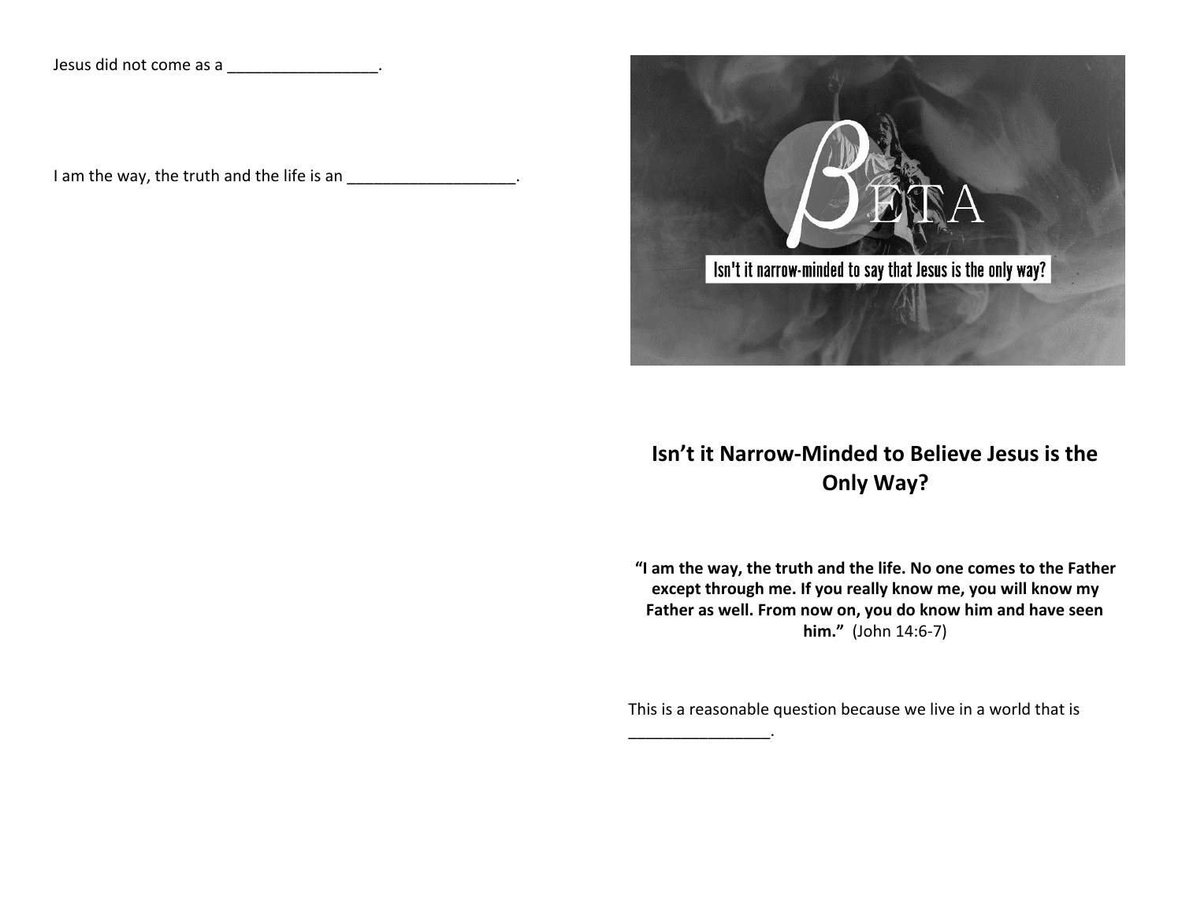Jesus did not come as a _________________.

I am the way, the truth and the life is an ___________________.

# Isn't it Narrow-Minded to Believe Jesus is the Only Way?

**"I am the way, the truth and the life. No one comes to the Father except through me. If you really know me, you will know my Father as well. From now on, you do know him and have seen him."** (John 14:6-7)

This is a reasonable question because we live in a world that is ________________.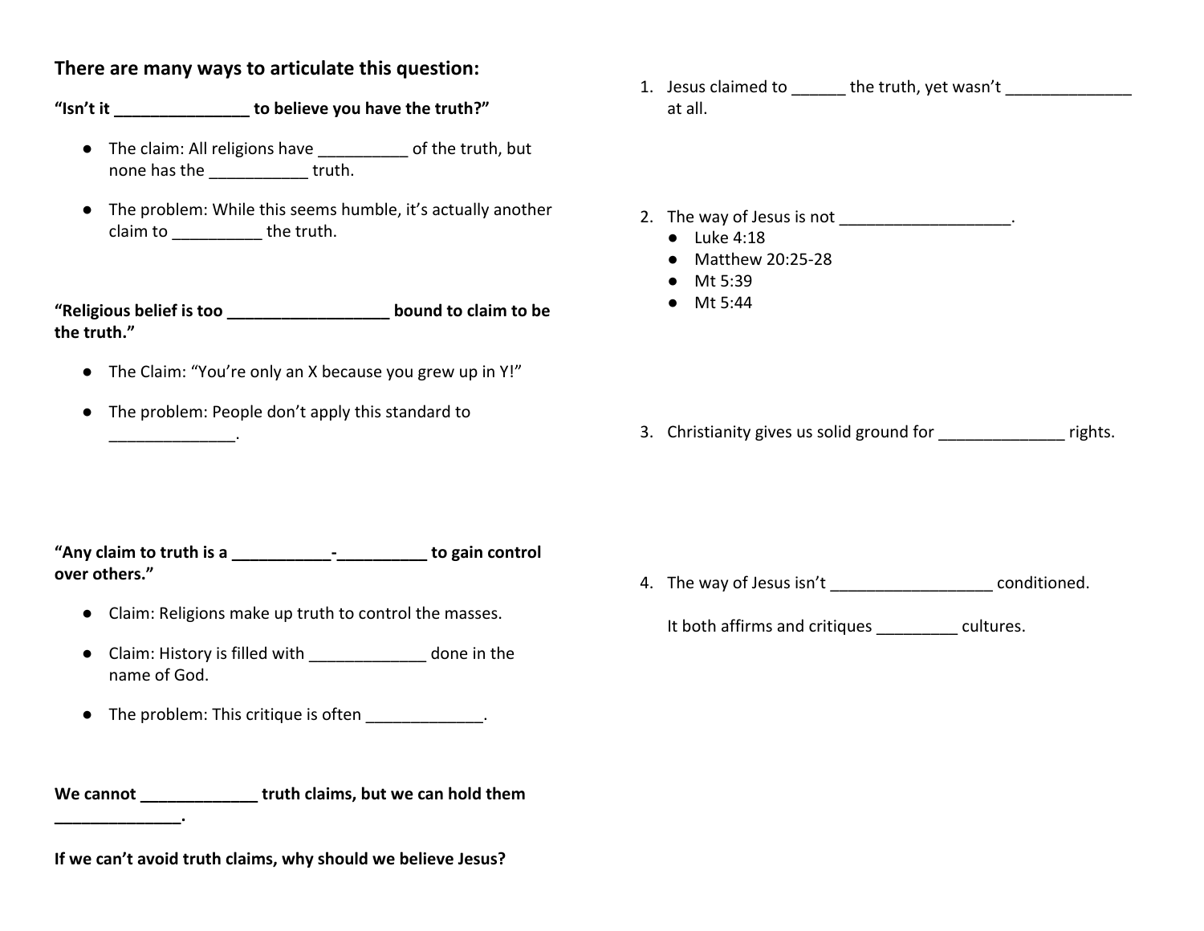**There are many ways to articulate this question:**

**"Isn't it _______________ to believe you have the truth?"**

- The claim: All religions have __________ of the truth, but none has the ___________ truth.
- The problem: While this seems humble, it's actually another claim to __________ the truth.

**"Religious belief is too __________________ bound to claim to be the truth."**

- The Claim: "You're only an X because you grew up in Y!"
- The problem: People don't apply this standard to ______________.

**"Any claim to truth is a ___________-__________ to gain control over others."**

- Claim: Religions make up truth to control the masses.
- Claim: History is filled with _____________ done in the name of God.
- The problem: This critique is often _____________.

**We cannot _____________ truth claims, but we can hold them ______________.**

**If we can't avoid truth claims, why should we believe Jesus?**

1. Jesus claimed to ______ the truth, yet wasn't ______________ at all.

2. The way of Jesus is not ___________________.
   - Luke 4:18
   - Matthew 20:25-28
   - Mt 5:39
   - Mt 5:44

3. Christianity gives us solid ground for ______________ rights.

4. The way of Jesus isn't __________________ conditioned.

   It both affirms and critiques _________ cultures.